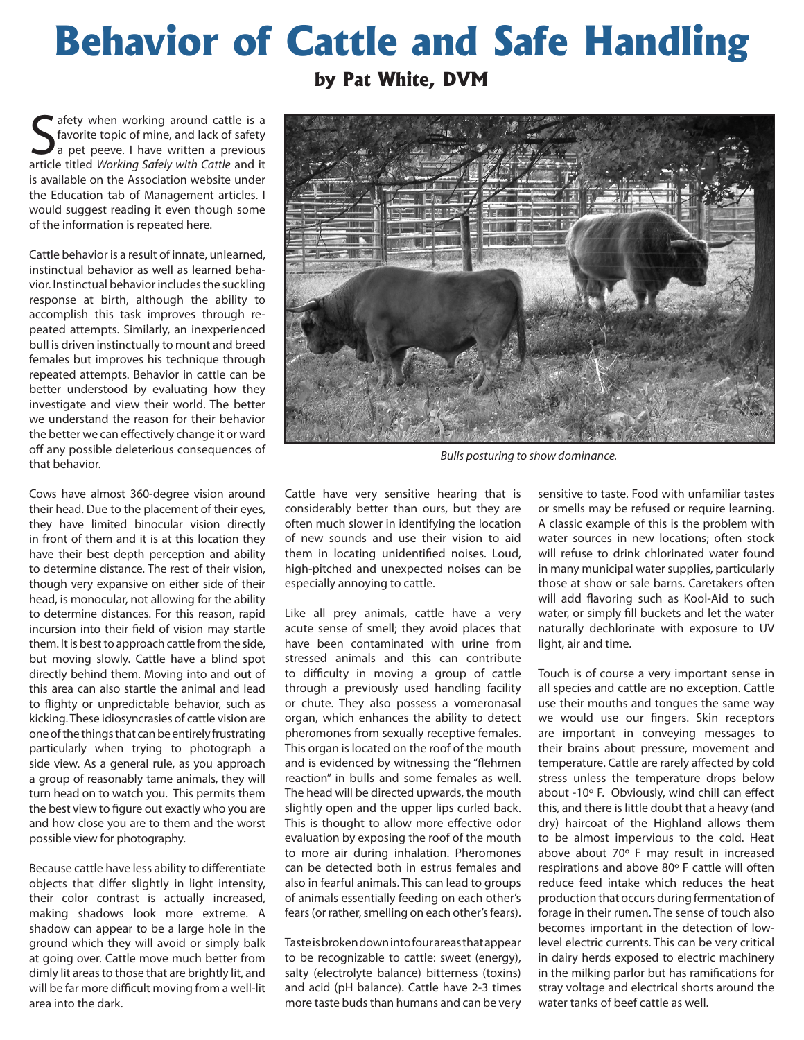# Behavior of Cattle and Safe Handling

## by Pat White, DVM

Safety when working around cattle is a favorite topic of mine, and lack of safety a pet peeve. I have written a previous article titled *Working Safely with Cattle* and it is available on the Association website under the Education tab of Management articles. I would suggest reading it even though some of the information is repeated here.

Cattle behavior is a result of innate, unlearned, instinctual behavior as well as learned behavior. Instinctual behavior includes the suckling response at birth, although the ability to accomplish this task improves through repeated attempts. Similarly, an inexperienced bull is driven instinctually to mount and breed females but improves his technique through repeated attempts. Behavior in cattle can be better understood by evaluating how they investigate and view their world. The better we understand the reason for their behavior the better we can effectively change it or ward off any possible deleterious consequences of that behavior.

*Bulls posturing to show dominance.*

Cows have almost 360-degree vision around their head. Due to the placement of their eyes, they have limited binocular vision directly in front of them and it is at this location they have their best depth perception and ability to determine distance. The rest of their vision, though very expansive on either side of their head, is monocular, not allowing for the ability to determine distances. For this reason, rapid incursion into their field of vision may startle them. It is best to approach cattle from the side, but moving slowly. Cattle have a blind spot directly behind them. Moving into and out of this area can also startle the animal and lead to flighty or unpredictable behavior, such as kicking. These idiosyncrasies of cattle vision are one of the things that can be entirely frustrating particularly when trying to photograph a side view. As a general rule, as you approach a group of reasonably tame animals, they will turn head on to watch you. This permits them the best view to figure out exactly who you are and how close you are to them and the worst possible view for photography.

Because cattle have less ability to differentiate objects that differ slightly in light intensity, their color contrast is actually increased, making shadows look more extreme. A shadow can appear to be a large hole in the ground which they will avoid or simply balk at going over. Cattle move much better from dimly lit areas to those that are brightly lit, and will be far more difficult moving from a well-lit area into the dark.

Cattle have very sensitive hearing that is considerably better than ours, but they are often much slower in identifying the location of new sounds and use their vision to aid them in locating unidentified noises. Loud, high-pitched and unexpected noises can be especially annoying to cattle.

Like all prey animals, cattle have a very acute sense of smell; they avoid places that have been contaminated with urine from stressed animals and this can contribute to difficulty in moving a group of cattle through a previously used handling facility or chute. They also possess a vomeronasal organ, which enhances the ability to detect pheromones from sexually receptive females. This organ is located on the roof of the mouth and is evidenced by witnessing the "flehmen reaction" in bulls and some females as well. The head will be directed upwards, the mouth slightly open and the upper lips curled back. This is thought to allow more effective odor evaluation by exposing the roof of the mouth to more air during inhalation. Pheromones can be detected both in estrus females and also in fearful animals. This can lead to groups of animals essentially feeding on each other's fears (or rather, smelling on each other's fears).

Taste is broken down into four areas that appear to be recognizable to cattle: sweet (energy), salty (electrolyte balance) bitterness (toxins) and acid (pH balance). Cattle have 2-3 times more taste buds than humans and can be very sensitive to taste. Food with unfamiliar tastes or smells may be refused or require learning. A classic example of this is the problem with water sources in new locations; often stock will refuse to drink chlorinated water found in many municipal water supplies, particularly those at show or sale barns. Caretakers often will add flavoring such as Kool-Aid to such water, or simply fill buckets and let the water naturally dechlorinate with exposure to UV light, air and time.

Touch is of course a very important sense in all species and cattle are no exception. Cattle use their mouths and tongues the same way we would use our fingers. Skin receptors are important in conveying messages to their brains about pressure, movement and temperature. Cattle are rarely affected by cold stress unless the temperature drops below about -10º F. Obviously, wind chill can effect this, and there is little doubt that a heavy (and dry) haircoat of the Highland allows them to be almost impervious to the cold. Heat above about 70º F may result in increased respirations and above 80º F cattle will often reduce feed intake which reduces the heat production that occurs during fermentation of forage in their rumen. The sense of touch also becomes important in the detection of low-level electric currents. This can be very critical in dairy herds exposed to electric machinery in the milking parlor but has ramifications for stray voltage and electrical shorts around the water tanks of beef cattle as well.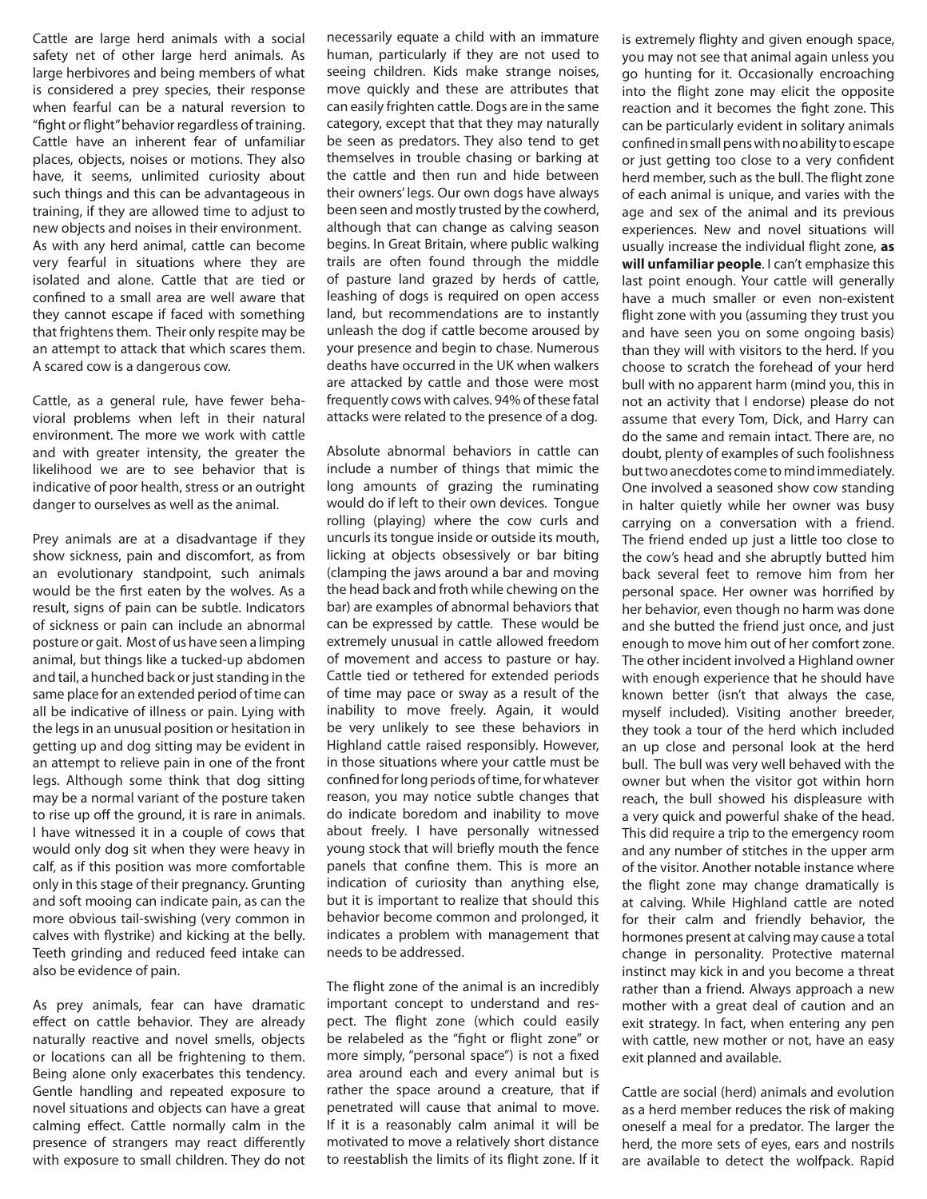Cattle are large herd animals with a social safety net of other large herd animals. As large herbivores and being members of what is considered a prey species, their response when fearful can be a natural reversion to "fight or flight" behavior regardless of training. Cattle have an inherent fear of unfamiliar places, objects, noises or motions. They also have, it seems, unlimited curiosity about such things and this can be advantageous in training, if they are allowed time to adjust to new objects and noises in their environment. As with any herd animal, cattle can become very fearful in situations where they are isolated and alone. Cattle that are tied or confined to a small area are well aware that they cannot escape if faced with something that frightens them. Their only respite may be an attempt to attack that which scares them. A scared cow is a dangerous cow.

Cattle, as a general rule, have fewer behavioral problems when left in their natural environment. The more we work with cattle and with greater intensity, the greater the likelihood we are to see behavior that is indicative of poor health, stress or an outright danger to ourselves as well as the animal.

Prey animals are at a disadvantage if they show sickness, pain and discomfort, as from an evolutionary standpoint, such animals would be the first eaten by the wolves. As a result, signs of pain can be subtle. Indicators of sickness or pain can include an abnormal posture or gait. Most of us have seen a limping animal, but things like a tucked-up abdomen and tail, a hunched back or just standing in the same place for an extended period of time can all be indicative of illness or pain. Lying with the legs in an unusual position or hesitation in getting up and dog sitting may be evident in an attempt to relieve pain in one of the front legs. Although some think that dog sitting may be a normal variant of the posture taken to rise up off the ground, it is rare in animals. I have witnessed it in a couple of cows that would only dog sit when they were heavy in calf, as if this position was more comfortable only in this stage of their pregnancy. Grunting and soft mooing can indicate pain, as can the more obvious tail-swishing (very common in calves with flystrike) and kicking at the belly. Teeth grinding and reduced feed intake can also be evidence of pain.

As prey animals, fear can have dramatic effect on cattle behavior. They are already naturally reactive and novel smells, objects or locations can all be frightening to them. Being alone only exacerbates this tendency. Gentle handling and repeated exposure to novel situations and objects can have a great calming effect. Cattle normally calm in the presence of strangers may react differently with exposure to small children. They do not necessarily equate a child with an immature human, particularly if they are not used to seeing children. Kids make strange noises, move quickly and these are attributes that can easily frighten cattle. Dogs are in the same category, except that that they may naturally be seen as predators. They also tend to get themselves in trouble chasing or barking at the cattle and then run and hide between their owners' legs. Our own dogs have always been seen and mostly trusted by the cowherd, although that can change as calving season begins. In Great Britain, where public walking trails are often found through the middle of pasture land grazed by herds of cattle, leashing of dogs is required on open access land, but recommendations are to instantly unleash the dog if cattle become aroused by your presence and begin to chase. Numerous deaths have occurred in the UK when walkers are attacked by cattle and those were most frequently cows with calves. 94% of these fatal attacks were related to the presence of a dog.

Absolute abnormal behaviors in cattle can include a number of things that mimic the long amounts of grazing the ruminating would do if left to their own devices. Tongue rolling (playing) where the cow curls and uncurls its tongue inside or outside its mouth, licking at objects obsessively or bar biting (clamping the jaws around a bar and moving the head back and froth while chewing on the bar) are examples of abnormal behaviors that can be expressed by cattle. These would be extremely unusual in cattle allowed freedom of movement and access to pasture or hay. Cattle tied or tethered for extended periods of time may pace or sway as a result of the inability to move freely. Again, it would be very unlikely to see these behaviors in Highland cattle raised responsibly. However, in those situations where your cattle must be confined for long periods of time, for whatever reason, you may notice subtle changes that do indicate boredom and inability to move about freely. I have personally witnessed young stock that will briefly mouth the fence panels that confine them. This is more an indication of curiosity than anything else, but it is important to realize that should this behavior become common and prolonged, it indicates a problem with management that needs to be addressed.

The flight zone of the animal is an incredibly important concept to understand and respect. The flight zone (which could easily be relabeled as the "fight or flight zone" or more simply, "personal space") is not a fixed area around each and every animal but is rather the space around a creature, that if penetrated will cause that animal to move. If it is a reasonably calm animal it will be motivated to move a relatively short distance to reestablish the limits of its flight zone. If it is extremely flighty and given enough space, you may not see that animal again unless you go hunting for it. Occasionally encroaching into the flight zone may elicit the opposite reaction and it becomes the fight zone. This can be particularly evident in solitary animals confined in small pens with no ability to escape or just getting too close to a very confident herd member, such as the bull. The flight zone of each animal is unique, and varies with the age and sex of the animal and its previous experiences. New and novel situations will usually increase the individual flight zone, **as will unfamiliar people**. I can't emphasize this last point enough. Your cattle will generally have a much smaller or even non-existent flight zone with you (assuming they trust you and have seen you on some ongoing basis) than they will with visitors to the herd. If you choose to scratch the forehead of your herd bull with no apparent harm (mind you, this in not an activity that I endorse) please do not assume that every Tom, Dick, and Harry can do the same and remain intact. There are, no doubt, plenty of examples of such foolishness but two anecdotes come to mind immediately. One involved a seasoned show cow standing in halter quietly while her owner was busy carrying on a conversation with a friend. The friend ended up just a little too close to the cow's head and she abruptly butted him back several feet to remove him from her personal space. Her owner was horrified by her behavior, even though no harm was done and she butted the friend just once, and just enough to move him out of her comfort zone. The other incident involved a Highland owner with enough experience that he should have known better (isn't that always the case, myself included). Visiting another breeder, they took a tour of the herd which included an up close and personal look at the herd bull. The bull was very well behaved with the owner but when the visitor got within horn reach, the bull showed his displeasure with a very quick and powerful shake of the head. This did require a trip to the emergency room and any number of stitches in the upper arm of the visitor. Another notable instance where the flight zone may change dramatically is at calving. While Highland cattle are noted for their calm and friendly behavior, the hormones present at calving may cause a total change in personality. Protective maternal instinct may kick in and you become a threat rather than a friend. Always approach a new mother with a great deal of caution and an exit strategy. In fact, when entering any pen with cattle, new mother or not, have an easy exit planned and available.

Cattle are social (herd) animals and evolution as a herd member reduces the risk of making oneself a meal for a predator. The larger the herd, the more sets of eyes, ears and nostrils are available to detect the wolfpack. Rapid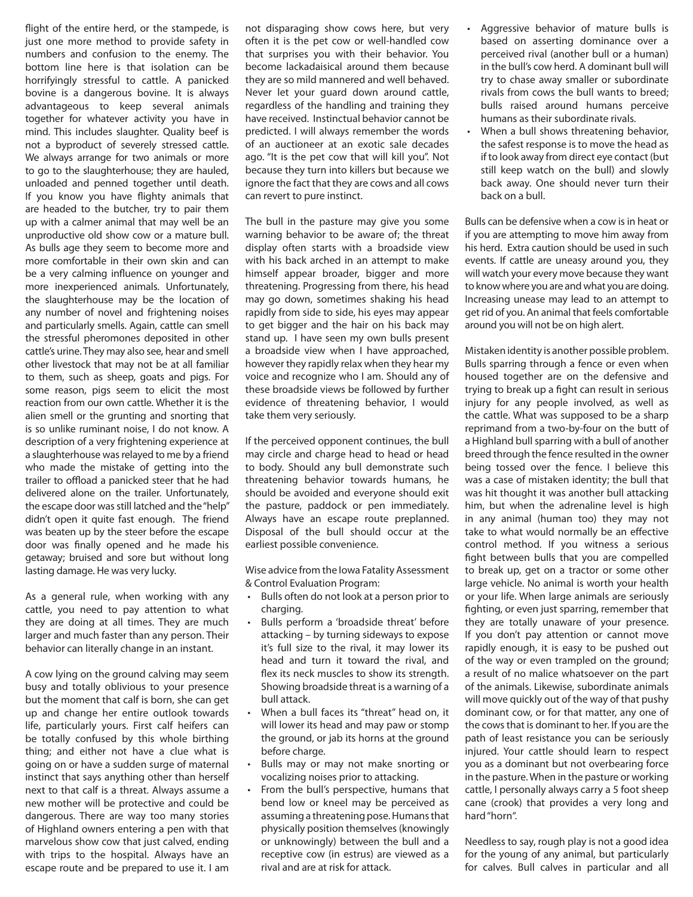flight of the entire herd, or the stampede, is just one more method to provide safety in numbers and confusion to the enemy. The bottom line here is that isolation can be horrifyingly stressful to cattle. A panicked bovine is a dangerous bovine. It is always advantageous to keep several animals together for whatever activity you have in mind. This includes slaughter. Quality beef is not a byproduct of severely stressed cattle. We always arrange for two animals or more to go to the slaughterhouse; they are hauled, unloaded and penned together until death. If you know you have flighty animals that are headed to the butcher, try to pair them up with a calmer animal that may well be an unproductive old show cow or a mature bull. As bulls age they seem to become more and more comfortable in their own skin and can be a very calming influence on younger and more inexperienced animals. Unfortunately, the slaughterhouse may be the location of any number of novel and frightening noises and particularly smells. Again, cattle can smell the stressful pheromones deposited in other cattle's urine. They may also see, hear and smell other livestock that may not be at all familiar to them, such as sheep, goats and pigs. For some reason, pigs seem to elicit the most reaction from our own cattle. Whether it is the alien smell or the grunting and snorting that is so unlike ruminant noise, I do not know. A description of a very frightening experience at a slaughterhouse was relayed to me by a friend who made the mistake of getting into the trailer to offload a panicked steer that he had delivered alone on the trailer. Unfortunately, the escape door was still latched and the "help" didn't open it quite fast enough. The friend was beaten up by the steer before the escape door was finally opened and he made his getaway; bruised and sore but without long lasting damage. He was very lucky.

As a general rule, when working with any cattle, you need to pay attention to what they are doing at all times. They are much larger and much faster than any person. Their behavior can literally change in an instant.

A cow lying on the ground calving may seem busy and totally oblivious to your presence but the moment that calf is born, she can get up and change her entire outlook towards life, particularly yours. First calf heifers can be totally confused by this whole birthing thing; and either not have a clue what is going on or have a sudden surge of maternal instinct that says anything other than herself next to that calf is a threat. Always assume a new mother will be protective and could be dangerous. There are way too many stories of Highland owners entering a pen with that marvelous show cow that just calved, ending with trips to the hospital. Always have an escape route and be prepared to use it. I am not disparaging show cows here, but very often it is the pet cow or well-handled cow that surprises you with their behavior. You become lackadaisical around them because they are so mild mannered and well behaved. Never let your guard down around cattle, regardless of the handling and training they have received. Instinctual behavior cannot be predicted. I will always remember the words of an auctioneer at an exotic sale decades ago. "It is the pet cow that will kill you". Not because they turn into killers but because we ignore the fact that they are cows and all cows can revert to pure instinct.

The bull in the pasture may give you some warning behavior to be aware of; the threat display often starts with a broadside view with his back arched in an attempt to make himself appear broader, bigger and more threatening. Progressing from there, his head may go down, sometimes shaking his head rapidly from side to side, his eyes may appear to get bigger and the hair on his back may stand up. I have seen my own bulls present a broadside view when I have approached, however they rapidly relax when they hear my voice and recognize who I am. Should any of these broadside views be followed by further evidence of threatening behavior, I would take them very seriously.

If the perceived opponent continues, the bull may circle and charge head to head or head to body. Should any bull demonstrate such threatening behavior towards humans, he should be avoided and everyone should exit the pasture, paddock or pen immediately. Always have an escape route preplanned. Disposal of the bull should occur at the earliest possible convenience.

Wise advice from the Iowa Fatality Assessment & Control Evaluation Program:

- Bulls often do not look at a person prior to charging.
- Bulls perform a 'broadside threat' before attacking – by turning sideways to expose it's full size to the rival, it may lower its head and turn it toward the rival, and flex its neck muscles to show its strength. Showing broadside threat is a warning of a bull attack.
- When a bull faces its "threat" head on, it will lower its head and may paw or stomp the ground, or jab its horns at the ground before charge.
- Bulls may or may not make snorting or vocalizing noises prior to attacking.
- From the bull's perspective, humans that bend low or kneel may be perceived as assuming a threatening pose. Humans that physically position themselves (knowingly or unknowingly) between the bull and a receptive cow (in estrus) are viewed as a rival and are at risk for attack.
- Aggressive behavior of mature bulls is based on asserting dominance over a perceived rival (another bull or a human) in the bull's cow herd. A dominant bull will try to chase away smaller or subordinate rivals from cows the bull wants to breed; bulls raised around humans perceive humans as their subordinate rivals.
- When a bull shows threatening behavior, the safest response is to move the head as if to look away from direct eye contact (but still keep watch on the bull) and slowly back away. One should never turn their back on a bull.

Bulls can be defensive when a cow is in heat or if you are attempting to move him away from his herd. Extra caution should be used in such events. If cattle are uneasy around you, they will watch your every move because they want to know where you are and what you are doing. Increasing unease may lead to an attempt to get rid of you. An animal that feels comfortable around you will not be on high alert.

Mistaken identity is another possible problem. Bulls sparring through a fence or even when housed together are on the defensive and trying to break up a fight can result in serious injury for any people involved, as well as the cattle. What was supposed to be a sharp reprimand from a two-by-four on the butt of a Highland bull sparring with a bull of another breed through the fence resulted in the owner being tossed over the fence. I believe this was a case of mistaken identity; the bull that was hit thought it was another bull attacking him, but when the adrenaline level is high in any animal (human too) they may not take to what would normally be an effective control method. If you witness a serious fight between bulls that you are compelled to break up, get on a tractor or some other large vehicle. No animal is worth your health or your life. When large animals are seriously fighting, or even just sparring, remember that they are totally unaware of your presence. If you don't pay attention or cannot move rapidly enough, it is easy to be pushed out of the way or even trampled on the ground; a result of no malice whatsoever on the part of the animals. Likewise, subordinate animals will move quickly out of the way of that pushy dominant cow, or for that matter, any one of the cows that is dominant to her. If you are the path of least resistance you can be seriously injured. Your cattle should learn to respect you as a dominant but not overbearing force in the pasture. When in the pasture or working cattle, I personally always carry a 5 foot sheep cane (crook) that provides a very long and hard "horn".

Needless to say, rough play is not a good idea for the young of any animal, but particularly for calves. Bull calves in particular and all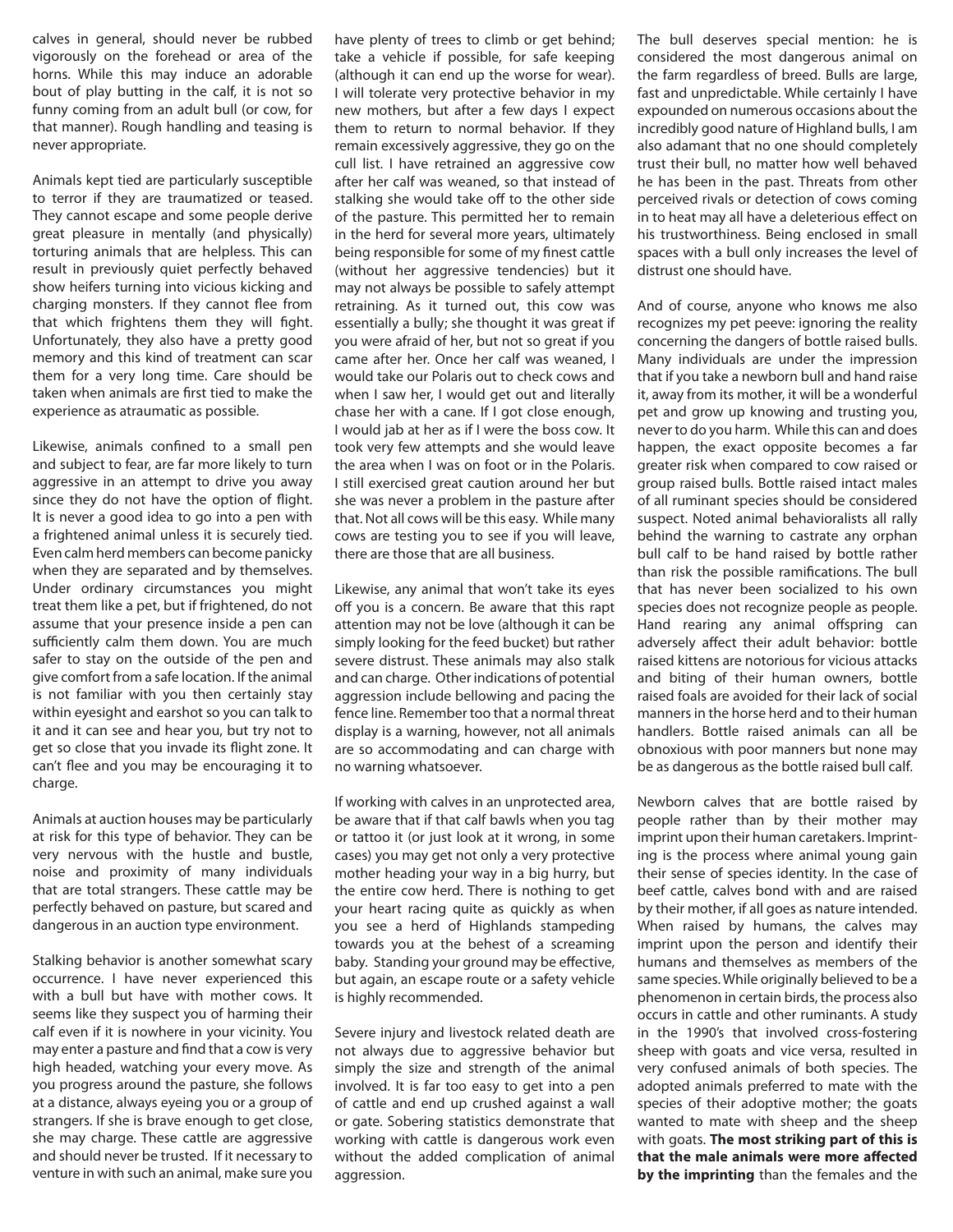calves in general, should never be rubbed vigorously on the forehead or area of the horns. While this may induce an adorable bout of play butting in the calf, it is not so funny coming from an adult bull (or cow, for that manner). Rough handling and teasing is never appropriate.

Animals kept tied are particularly susceptible to terror if they are traumatized or teased. They cannot escape and some people derive great pleasure in mentally (and physically) torturing animals that are helpless. This can result in previously quiet perfectly behaved show heifers turning into vicious kicking and charging monsters. If they cannot flee from that which frightens them they will fight. Unfortunately, they also have a pretty good memory and this kind of treatment can scar them for a very long time. Care should be taken when animals are first tied to make the experience as atraumatic as possible.

Likewise, animals confined to a small pen and subject to fear, are far more likely to turn aggressive in an attempt to drive you away since they do not have the option of flight. It is never a good idea to go into a pen with a frightened animal unless it is securely tied. Even calm herd members can become panicky when they are separated and by themselves. Under ordinary circumstances you might treat them like a pet, but if frightened, do not assume that your presence inside a pen can sufficiently calm them down. You are much safer to stay on the outside of the pen and give comfort from a safe location. If the animal is not familiar with you then certainly stay within eyesight and earshot so you can talk to it and it can see and hear you, but try not to get so close that you invade its flight zone. It can't flee and you may be encouraging it to charge.

Animals at auction houses may be particularly at risk for this type of behavior. They can be very nervous with the hustle and bustle, noise and proximity of many individuals that are total strangers. These cattle may be perfectly behaved on pasture, but scared and dangerous in an auction type environment.

Stalking behavior is another somewhat scary occurrence. I have never experienced this with a bull but have with mother cows. It seems like they suspect you of harming their calf even if it is nowhere in your vicinity. You may enter a pasture and find that a cow is very high headed, watching your every move. As you progress around the pasture, she follows at a distance, always eyeing you or a group of strangers. If she is brave enough to get close, she may charge. These cattle are aggressive and should never be trusted. If it necessary to venture in with such an animal, make sure you have plenty of trees to climb or get behind; take a vehicle if possible, for safe keeping (although it can end up the worse for wear). I will tolerate very protective behavior in my new mothers, but after a few days I expect them to return to normal behavior. If they remain excessively aggressive, they go on the cull list. I have retrained an aggressive cow after her calf was weaned, so that instead of stalking she would take off to the other side of the pasture. This permitted her to remain in the herd for several more years, ultimately being responsible for some of my finest cattle (without her aggressive tendencies) but it may not always be possible to safely attempt retraining. As it turned out, this cow was essentially a bully; she thought it was great if you were afraid of her, but not so great if you came after her. Once her calf was weaned, I would take our Polaris out to check cows and when I saw her, I would get out and literally chase her with a cane. If I got close enough, I would jab at her as if I were the boss cow. It took very few attempts and she would leave the area when I was on foot or in the Polaris. I still exercised great caution around her but she was never a problem in the pasture after that. Not all cows will be this easy. While many cows are testing you to see if you will leave, there are those that are all business.

Likewise, any animal that won't take its eyes off you is a concern. Be aware that this rapt attention may not be love (although it can be simply looking for the feed bucket) but rather severe distrust. These animals may also stalk and can charge. Other indications of potential aggression include bellowing and pacing the fence line. Remember too that a normal threat display is a warning, however, not all animals are so accommodating and can charge with no warning whatsoever.

If working with calves in an unprotected area, be aware that if that calf bawls when you tag or tattoo it (or just look at it wrong, in some cases) you may get not only a very protective mother heading your way in a big hurry, but the entire cow herd. There is nothing to get your heart racing quite as quickly as when you see a herd of Highlands stampeding towards you at the behest of a screaming baby. Standing your ground may be effective, but again, an escape route or a safety vehicle is highly recommended.

Severe injury and livestock related death are not always due to aggressive behavior but simply the size and strength of the animal involved. It is far too easy to get into a pen of cattle and end up crushed against a wall or gate. Sobering statistics demonstrate that working with cattle is dangerous work even without the added complication of animal aggression.

The bull deserves special mention: he is considered the most dangerous animal on the farm regardless of breed. Bulls are large, fast and unpredictable. While certainly I have expounded on numerous occasions about the incredibly good nature of Highland bulls, I am also adamant that no one should completely trust their bull, no matter how well behaved he has been in the past. Threats from other perceived rivals or detection of cows coming in to heat may all have a deleterious effect on his trustworthiness. Being enclosed in small spaces with a bull only increases the level of distrust one should have.

And of course, anyone who knows me also recognizes my pet peeve: ignoring the reality concerning the dangers of bottle raised bulls. Many individuals are under the impression that if you take a newborn bull and hand raise it, away from its mother, it will be a wonderful pet and grow up knowing and trusting you, never to do you harm. While this can and does happen, the exact opposite becomes a far greater risk when compared to cow raised or group raised bulls. Bottle raised intact males of all ruminant species should be considered suspect. Noted animal behavioralists all rally behind the warning to castrate any orphan bull calf to be hand raised by bottle rather than risk the possible ramifications. The bull that has never been socialized to his own species does not recognize people as people. Hand rearing any animal offspring can adversely affect their adult behavior: bottle raised kittens are notorious for vicious attacks and biting of their human owners, bottle raised foals are avoided for their lack of social manners in the horse herd and to their human handlers. Bottle raised animals can all be obnoxious with poor manners but none may be as dangerous as the bottle raised bull calf.

Newborn calves that are bottle raised by people rather than by their mother may imprint upon their human caretakers. Imprinting is the process where animal young gain their sense of species identity. In the case of beef cattle, calves bond with and are raised by their mother, if all goes as nature intended. When raised by humans, the calves may imprint upon the person and identify their humans and themselves as members of the same species. While originally believed to be a phenomenon in certain birds, the process also occurs in cattle and other ruminants. A study in the 1990's that involved cross-fostering sheep with goats and vice versa, resulted in very confused animals of both species. The adopted animals preferred to mate with the species of their adoptive mother; the goats wanted to mate with sheep and the sheep with goats. **The most striking part of this is that the male animals were more affected by the imprinting** than the females and the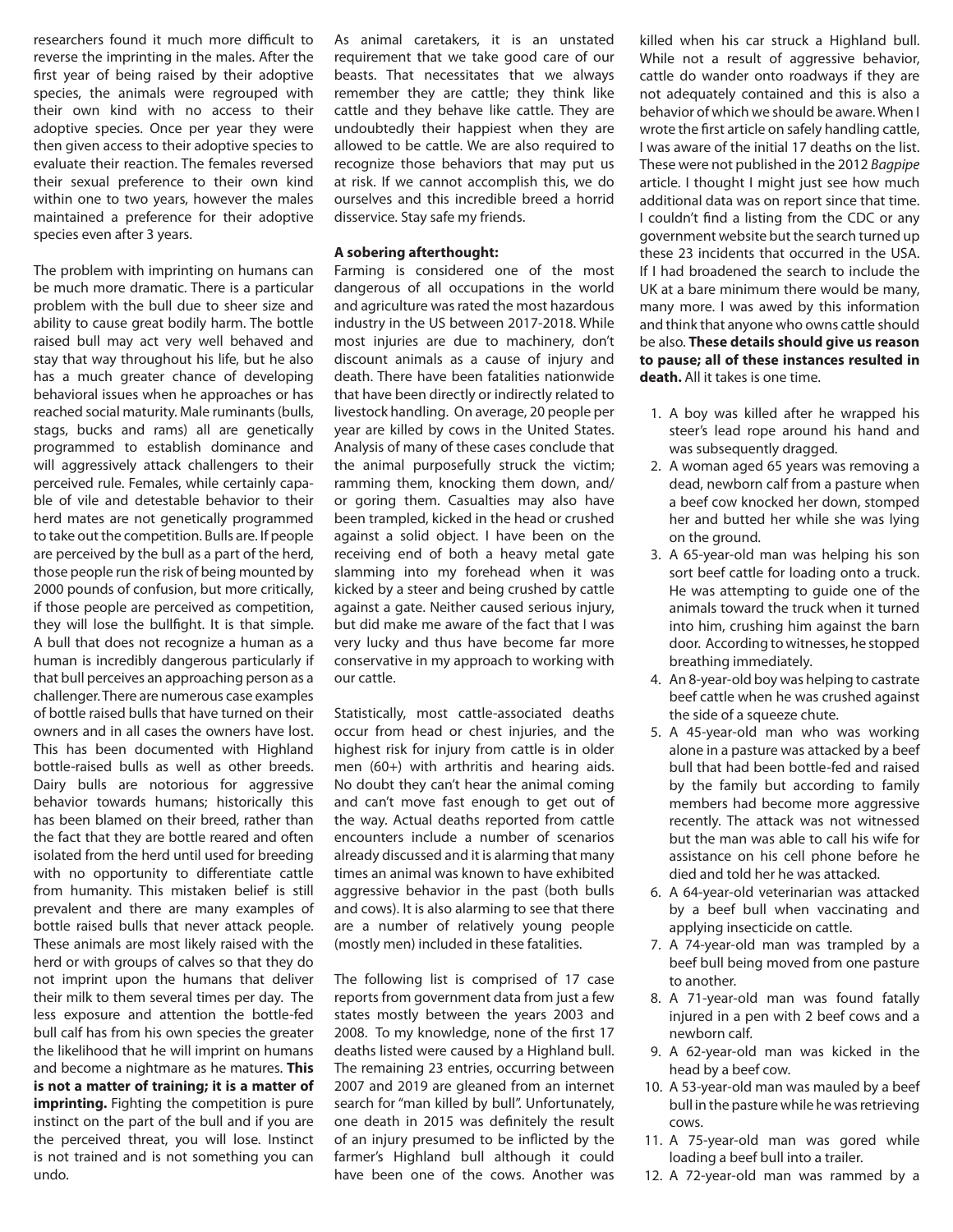researchers found it much more difficult to reverse the imprinting in the males. After the first year of being raised by their adoptive species, the animals were regrouped with their own kind with no access to their adoptive species. Once per year they were then given access to their adoptive species to evaluate their reaction. The females reversed their sexual preference to their own kind within one to two years, however the males maintained a preference for their adoptive species even after 3 years.

The problem with imprinting on humans can be much more dramatic. There is a particular problem with the bull due to sheer size and ability to cause great bodily harm. The bottle raised bull may act very well behaved and stay that way throughout his life, but he also has a much greater chance of developing behavioral issues when he approaches or has reached social maturity. Male ruminants (bulls, stags, bucks and rams) all are genetically programmed to establish dominance and will aggressively attack challengers to their perceived rule. Females, while certainly capable of vile and detestable behavior to their herd mates are not genetically programmed to take out the competition. Bulls are. If people are perceived by the bull as a part of the herd, those people run the risk of being mounted by 2000 pounds of confusion, but more critically, if those people are perceived as competition, they will lose the bullfight. It is that simple. A bull that does not recognize a human as a human is incredibly dangerous particularly if that bull perceives an approaching person as a challenger. There are numerous case examples of bottle raised bulls that have turned on their owners and in all cases the owners have lost. This has been documented with Highland bottle-raised bulls as well as other breeds. Dairy bulls are notorious for aggressive behavior towards humans; historically this has been blamed on their breed, rather than the fact that they are bottle reared and often isolated from the herd until used for breeding with no opportunity to differentiate cattle from humanity. This mistaken belief is still prevalent and there are many examples of bottle raised bulls that never attack people. These animals are most likely raised with the herd or with groups of calves so that they do not imprint upon the humans that deliver their milk to them several times per day. The less exposure and attention the bottle-fed bull calf has from his own species the greater the likelihood that he will imprint on humans and become a nightmare as he matures. **This is not a matter of training; it is a matter of imprinting.** Fighting the competition is pure instinct on the part of the bull and if you are the perceived threat, you will lose. Instinct is not trained and is not something you can undo.

As animal caretakers, it is an unstated requirement that we take good care of our beasts. That necessitates that we always remember they are cattle; they think like cattle and they behave like cattle. They are undoubtedly their happiest when they are allowed to be cattle. We are also required to recognize those behaviors that may put us at risk. If we cannot accomplish this, we do ourselves and this incredible breed a horrid disservice. Stay safe my friends.

**A sobering afterthought:**

Farming is considered one of the most dangerous of all occupations in the world and agriculture was rated the most hazardous industry in the US between 2017-2018. While most injuries are due to machinery, don't discount animals as a cause of injury and death. There have been fatalities nationwide that have been directly or indirectly related to livestock handling. On average, 20 people per year are killed by cows in the United States. Analysis of many of these cases conclude that the animal purposefully struck the victim; ramming them, knocking them down, and/or goring them. Casualties may also have been trampled, kicked in the head or crushed against a solid object. I have been on the receiving end of both a heavy metal gate slamming into my forehead when it was kicked by a steer and being crushed by cattle against a gate. Neither caused serious injury, but did make me aware of the fact that I was very lucky and thus have become far more conservative in my approach to working with our cattle.

Statistically, most cattle-associated deaths occur from head or chest injuries, and the highest risk for injury from cattle is in older men (60+) with arthritis and hearing aids. No doubt they can't hear the animal coming and can't move fast enough to get out of the way. Actual deaths reported from cattle encounters include a number of scenarios already discussed and it is alarming that many times an animal was known to have exhibited aggressive behavior in the past (both bulls and cows). It is also alarming to see that there are a number of relatively young people (mostly men) included in these fatalities.

The following list is comprised of 17 case reports from government data from just a few states mostly between the years 2003 and 2008. To my knowledge, none of the first 17 deaths listed were caused by a Highland bull. The remaining 23 entries, occurring between 2007 and 2019 are gleaned from an internet search for "man killed by bull". Unfortunately, one death in 2015 was definitely the result of an injury presumed to be inflicted by the farmer's Highland bull although it could have been one of the cows. Another was killed when his car struck a Highland bull. While not a result of aggressive behavior, cattle do wander onto roadways if they are not adequately contained and this is also a behavior of which we should be aware. When I wrote the first article on safely handling cattle, I was aware of the initial 17 deaths on the list. These were not published in the 2012 *Bagpipe* article. I thought I might just see how much additional data was on report since that time. I couldn't find a listing from the CDC or any government website but the search turned up these 23 incidents that occurred in the USA. If I had broadened the search to include the UK at a bare minimum there would be many, many more. I was awed by this information and think that anyone who owns cattle should be also. **These details should give us reason to pause; all of these instances resulted in death.** All it takes is one time.

1. A boy was killed after he wrapped his steer's lead rope around his hand and was subsequently dragged.
2. A woman aged 65 years was removing a dead, newborn calf from a pasture when a beef cow knocked her down, stomped her and butted her while she was lying on the ground.
3. A 65-year-old man was helping his son sort beef cattle for loading onto a truck. He was attempting to guide one of the animals toward the truck when it turned into him, crushing him against the barn door. According to witnesses, he stopped breathing immediately.
4. An 8-year-old boy was helping to castrate beef cattle when he was crushed against the side of a squeeze chute.
5. A 45-year-old man who was working alone in a pasture was attacked by a beef bull that had been bottle-fed and raised by the family but according to family members had become more aggressive recently. The attack was not witnessed but the man was able to call his wife for assistance on his cell phone before he died and told her he was attacked.
6. A 64-year-old veterinarian was attacked by a beef bull when vaccinating and applying insecticide on cattle.
7. A 74-year-old man was trampled by a beef bull being moved from one pasture to another.
8. A 71-year-old man was found fatally injured in a pen with 2 beef cows and a newborn calf.
9. A 62-year-old man was kicked in the head by a beef cow.
10. A 53-year-old man was mauled by a beef bull in the pasture while he was retrieving cows.
11. A 75-year-old man was gored while loading a beef bull into a trailer.
12. A 72-year-old man was rammed by a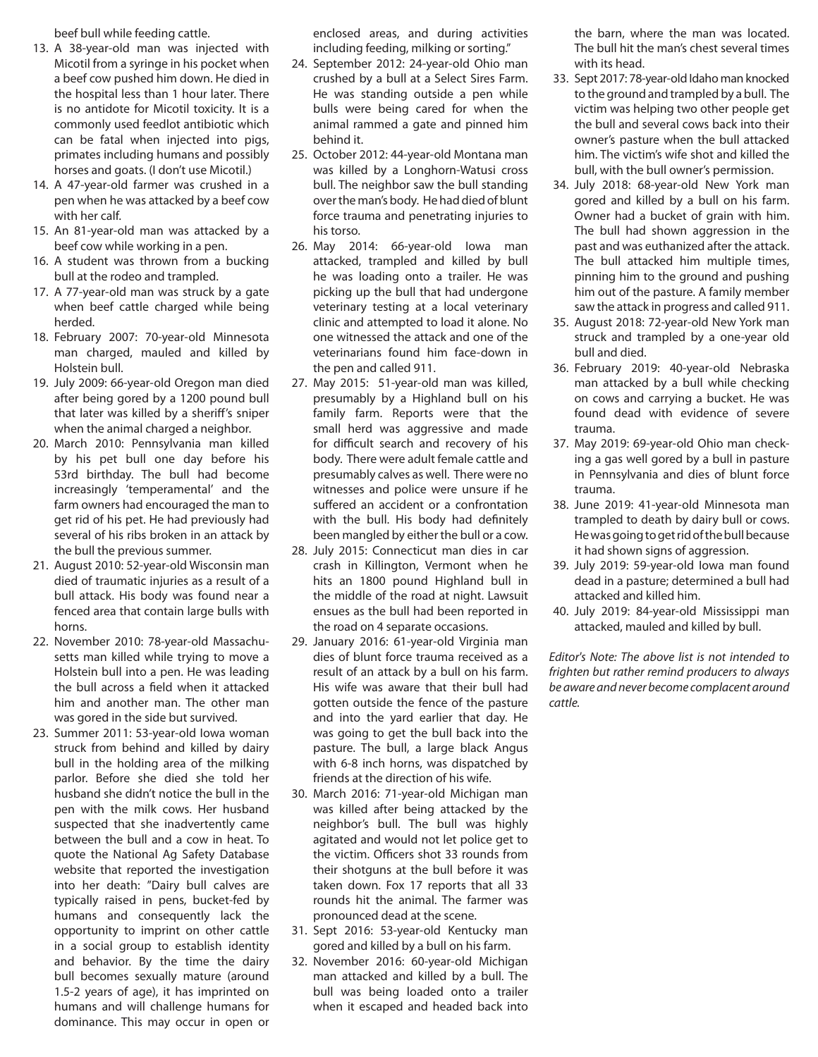beef bull while feeding cattle.

13. A 38-year-old man was injected with Micotil from a syringe in his pocket when a beef cow pushed him down. He died in the hospital less than 1 hour later. There is no antidote for Micotil toxicity. It is a commonly used feedlot antibiotic which can be fatal when injected into pigs, primates including humans and possibly horses and goats. (I don't use Micotil.)
14. A 47-year-old farmer was crushed in a pen when he was attacked by a beef cow with her calf.
15. An 81-year-old man was attacked by a beef cow while working in a pen.
16. A student was thrown from a bucking bull at the rodeo and trampled.
17. A 77-year-old man was struck by a gate when beef cattle charged while being herded.
18. February 2007: 70-year-old Minnesota man charged, mauled and killed by Holstein bull.
19. July 2009: 66-year-old Oregon man died after being gored by a 1200 pound bull that later was killed by a sheriff's sniper when the animal charged a neighbor.
20. March 2010: Pennsylvania man killed by his pet bull one day before his 53rd birthday. The bull had become increasingly 'temperamental' and the farm owners had encouraged the man to get rid of his pet. He had previously had several of his ribs broken in an attack by the bull the previous summer.
21. August 2010: 52-year-old Wisconsin man died of traumatic injuries as a result of a bull attack. His body was found near a fenced area that contain large bulls with horns.
22. November 2010: 78-year-old Massachusetts man killed while trying to move a Holstein bull into a pen. He was leading the bull across a field when it attacked him and another man. The other man was gored in the side but survived.
23. Summer 2011: 53-year-old Iowa woman struck from behind and killed by dairy bull in the holding area of the milking parlor. Before she died she told her husband she didn't notice the bull in the pen with the milk cows. Her husband suspected that she inadvertently came between the bull and a cow in heat. To quote the National Ag Safety Database website that reported the investigation into her death: "Dairy bull calves are typically raised in pens, bucket-fed by humans and consequently lack the opportunity to imprint on other cattle in a social group to establish identity and behavior. By the time the dairy bull becomes sexually mature (around 1.5-2 years of age), it has imprinted on humans and will challenge humans for dominance. This may occur in open or enclosed areas, and during activities including feeding, milking or sorting."
24. September 2012: 24-year-old Ohio man crushed by a bull at a Select Sires Farm. He was standing outside a pen while bulls were being cared for when the animal rammed a gate and pinned him behind it.
25. October 2012: 44-year-old Montana man was killed by a Longhorn-Watusi cross bull. The neighbor saw the bull standing over the man's body. He had died of blunt force trauma and penetrating injuries to his torso.
26. May 2014: 66-year-old Iowa man attacked, trampled and killed by bull he was loading onto a trailer. He was picking up the bull that had undergone veterinary testing at a local veterinary clinic and attempted to load it alone. No one witnessed the attack and one of the veterinarians found him face-down in the pen and called 911.
27. May 2015: 51-year-old man was killed, presumably by a Highland bull on his family farm. Reports were that the small herd was aggressive and made for difficult search and recovery of his body. There were adult female cattle and presumably calves as well. There were no witnesses and police were unsure if he suffered an accident or a confrontation with the bull. His body had definitely been mangled by either the bull or a cow.
28. July 2015: Connecticut man dies in car crash in Killington, Vermont when he hits an 1800 pound Highland bull in the middle of the road at night. Lawsuit ensues as the bull had been reported in the road on 4 separate occasions.
29. January 2016: 61-year-old Virginia man dies of blunt force trauma received as a result of an attack by a bull on his farm. His wife was aware that their bull had gotten outside the fence of the pasture and into the yard earlier that day. He was going to get the bull back into the pasture. The bull, a large black Angus with 6-8 inch horns, was dispatched by friends at the direction of his wife.
30. March 2016: 71-year-old Michigan man was killed after being attacked by the neighbor's bull. The bull was highly agitated and would not let police get to the victim. Officers shot 33 rounds from their shotguns at the bull before it was taken down. Fox 17 reports that all 33 rounds hit the animal. The farmer was pronounced dead at the scene.
31. Sept 2016: 53-year-old Kentucky man gored and killed by a bull on his farm.
32. November 2016: 60-year-old Michigan man attacked and killed by a bull. The bull was being loaded onto a trailer when it escaped and headed back into the barn, where the man was located. The bull hit the man's chest several times with its head.
33. Sept 2017: 78-year-old Idaho man knocked to the ground and trampled by a bull. The victim was helping two other people get the bull and several cows back into their owner's pasture when the bull attacked him. The victim's wife shot and killed the bull, with the bull owner's permission.
34. July 2018: 68-year-old New York man gored and killed by a bull on his farm. Owner had a bucket of grain with him. The bull had shown aggression in the past and was euthanized after the attack. The bull attacked him multiple times, pinning him to the ground and pushing him out of the pasture. A family member saw the attack in progress and called 911.
35. August 2018: 72-year-old New York man struck and trampled by a one-year old bull and died.
36. February 2019: 40-year-old Nebraska man attacked by a bull while checking on cows and carrying a bucket. He was found dead with evidence of severe trauma.
37. May 2019: 69-year-old Ohio man checking a gas well gored by a bull in pasture in Pennsylvania and dies of blunt force trauma.
38. June 2019: 41-year-old Minnesota man trampled to death by dairy bull or cows. He was going to get rid of the bull because it had shown signs of aggression.
39. July 2019: 59-year-old Iowa man found dead in a pasture; determined a bull had attacked and killed him.
40. July 2019: 84-year-old Mississippi man attacked, mauled and killed by bull.

*Editor's Note: The above list is not intended to frighten but rather remind producers to always be aware and never become complacent around cattle.*